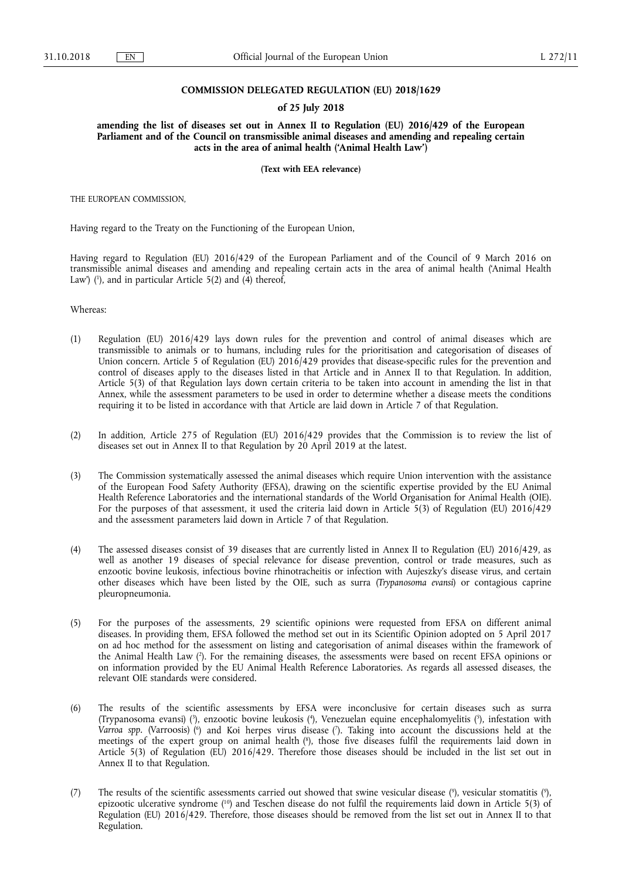# COMMISSION DELEGATED REGULATION (EU) 2018/1629

## of 25 July 2018

### amending the list of diseases set out in Annex II to Regulation (EU) 2016/429 of the European Parliament and of the Council on transmissible animal diseases and amending and repealing certain acts in the area of animal health ('Animal Health Law')

**(Text with EEA relevance)**

THE EUROPEAN COMMISSION,

Having regard to the Treaty on the Functioning of the European Union,

Having regard to Regulation (EU) 2016/429 of the European Parliament and of the Council of 9 March 2016 on transmissible animal diseases and amending and repealing certain acts in the area of animal health ('Animal Health Law') [1], and in particular Article 5(2) and (4) thereof,

Whereas:

(1) Regulation (EU) 2016/429 lays down rules for the prevention and control of animal diseases which are transmissible to animals or to humans, including rules for the prioritisation and categorisation of diseases of Union concern. Article 5 of Regulation (EU) 2016/429 provides that disease-specific rules for the prevention and control of diseases apply to the diseases listed in that Article and in Annex II to that Regulation. In addition, Article 5(3) of that Regulation lays down certain criteria to be taken into account in amending the list in that Annex, while the assessment parameters to be used in order to determine whether a disease meets the conditions requiring it to be listed in accordance with that Article are laid down in Article 7 of that Regulation.

(2) In addition, Article 275 of Regulation (EU) 2016/429 provides that the Commission is to review the list of diseases set out in Annex II to that Regulation by 20 April 2019 at the latest.

(3) The Commission systematically assessed the animal diseases which require Union intervention with the assistance of the European Food Safety Authority (EFSA), drawing on the scientific expertise provided by the EU Animal Health Reference Laboratories and the international standards of the World Organisation for Animal Health (OIE). For the purposes of that assessment, it used the criteria laid down in Article 5(3) of Regulation (EU) 2016/429 and the assessment parameters laid down in Article 7 of that Regulation.

(4) The assessed diseases consist of 39 diseases that are currently listed in Annex II to Regulation (EU) 2016/429, as well as another 19 diseases of special relevance for disease prevention, control or trade measures, such as enzootic bovine leukosis, infectious bovine rhinotracheitis or infection with Aujeszky's disease virus, and certain other diseases which have been listed by the OIE, such as surra (*Trypanosoma evansi*) or contagious caprine pleuropneumonia.

(5) For the purposes of the assessments, 29 scientific opinions were requested from EFSA on different animal diseases. In providing them, EFSA followed the method set out in its Scientific Opinion adopted on 5 April 2017 on ad hoc method for the assessment on listing and categorisation of animal diseases within the framework of the Animal Health Law [2]. For the remaining diseases, the assessments were based on recent EFSA opinions or on information provided by the EU Animal Health Reference Laboratories. As regards all assessed diseases, the relevant OIE standards were considered.

(6) The results of the scientific assessments by EFSA were inconclusive for certain diseases such as surra (Trypanosoma evansi) [3], enzootic bovine leukosis [4], Venezuelan equine encephalomyelitis [5], infestation with *Varroa spp*. (Varroosis) [6] and Koi herpes virus disease [7]. Taking into account the discussions held at the meetings of the expert group on animal health [8], those five diseases fulfil the requirements laid down in Article 5(3) of Regulation (EU) 2016/429. Therefore those diseases should be included in the list set out in Annex II to that Regulation.

(7) The results of the scientific assessments carried out showed that swine vesicular disease [9], vesicular stomatitis [9], epizootic ulcerative syndrome [10] and Teschen disease do not fulfil the requirements laid down in Article 5(3) of Regulation (EU) 2016/429. Therefore, those diseases should be removed from the list set out in Annex II to that Regulation.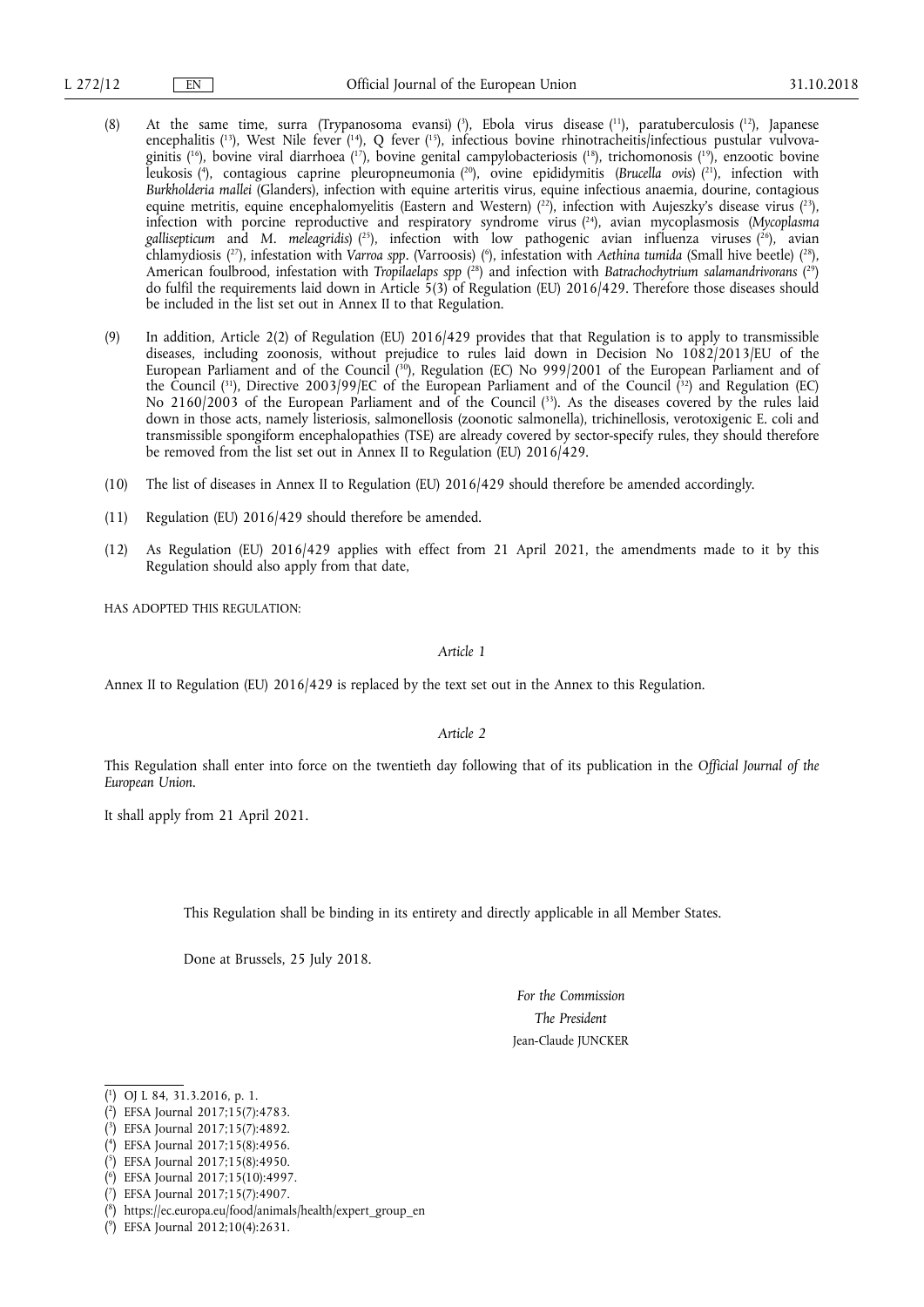(8) At the same time, surra (Trypanosoma evansi) [3], Ebola virus disease [11], paratuberculosis [12], Japanese encephalitis [13], West Nile fever [14], Q fever [15], infectious bovine rhinotracheitis/infectious pustular vulvovaginitis [16], bovine viral diarrhoea [17], bovine genital campylobacteriosis [18], trichomonosis [19], enzootic bovine leukosis [4], contagious caprine pleuropneumonia [20], ovine epididymitis (*Brucella ovis*) [21], infection with *Burkholderia mallei* (Glanders), infection with equine arteritis virus, equine infectious anaemia, dourine, contagious equine metritis, equine encephalomyelitis (Eastern and Western) [22], infection with Aujeszky's disease virus [23], infection with porcine reproductive and respiratory syndrome virus [24], avian mycoplasmosis (*Mycoplasma gallisepticum* and *M. meleagridis*) [25], infection with low pathogenic avian influenza viruses [26], avian chlamydiosis [27], infestation with *Varroa spp*. (Varroosis) [6], infestation with *Aethina tumida* (Small hive beetle) [28], American foulbrood, infestation with *Tropilaelaps spp* [28] and infection with *Batrachochytrium salamandrivorans* [29] do fulfil the requirements laid down in Article 5(3) of Regulation (EU) 2016/429. Therefore those diseases should be included in the list set out in Annex II to that Regulation.

(9) In addition, Article 2(2) of Regulation (EU) 2016/429 provides that that Regulation is to apply to transmissible diseases, including zoonosis, without prejudice to rules laid down in Decision No 1082/2013/EU of the European Parliament and of the Council [30], Regulation (EC) No 999/2001 of the European Parliament and of the Council [31], Directive 2003/99/EC of the European Parliament and of the Council [32] and Regulation (EC) No 2160/2003 of the European Parliament and of the Council [33]. As the diseases covered by the rules laid down in those acts, namely listeriosis, salmonellosis (zoonotic salmonella), trichinellosis, verotoxigenic E. coli and transmissible spongiform encephalopathies (TSE) are already covered by sector-specify rules, they should therefore be removed from the list set out in Annex II to Regulation (EU) 2016/429.

(10) The list of diseases in Annex II to Regulation (EU) 2016/429 should therefore be amended accordingly.

(11) Regulation (EU) 2016/429 should therefore be amended.

(12) As Regulation (EU) 2016/429 applies with effect from 21 April 2021, the amendments made to it by this Regulation should also apply from that date,

HAS ADOPTED THIS REGULATION:

*Article 1*

Annex II to Regulation (EU) 2016/429 is replaced by the text set out in the Annex to this Regulation.

*Article 2*

This Regulation shall enter into force on the twentieth day following that of its publication in the *Official Journal of the European Union*.

It shall apply from 21 April 2021.

This Regulation shall be binding in its entirety and directly applicable in all Member States.

Done at Brussels, 25 July 2018.

*For the Commission*

*The President*

Jean-Claude JUNCKER

---

[1] OJ L 84, 31.3.2016, p. 1.

[2] EFSA Journal 2017;15(7):4783.

[3] EFSA Journal 2017;15(7):4892.

[4] EFSA Journal 2017;15(8):4956.

[5] EFSA Journal 2017;15(8):4950.

[6] EFSA Journal 2017;15(10):4997.

[7] EFSA Journal 2017;15(7):4907.

[8] https://ec.europa.eu/food/animals/health/expert_group_en

[9] EFSA Journal 2012;10(4):2631.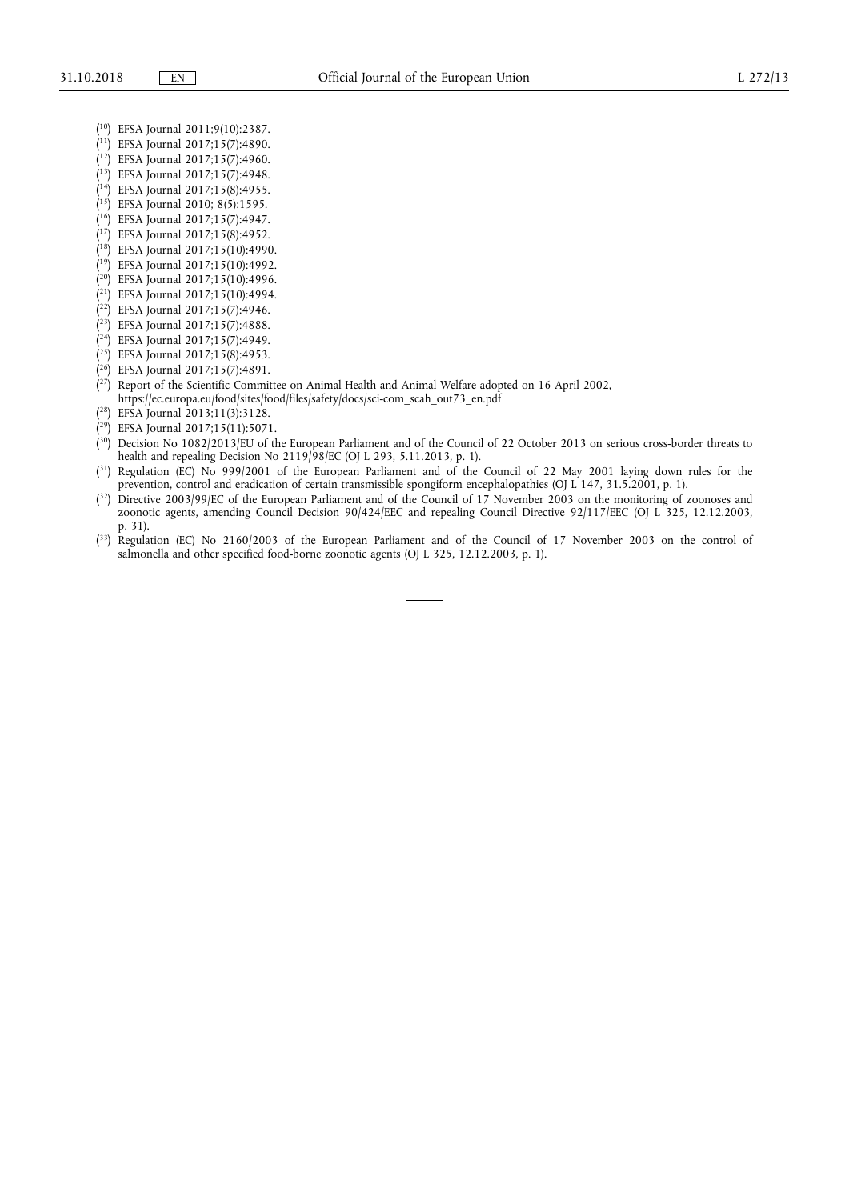([10]) EFSA Journal 2011;9(10):2387.

([11]) EFSA Journal 2017;15(7):4890.

([12]) EFSA Journal 2017;15(7):4960.

([13]) EFSA Journal 2017;15(7):4948.

([14]) EFSA Journal 2017;15(8):4955.

([15]) EFSA Journal 2010; 8(5):1595.

([16]) EFSA Journal 2017;15(7):4947.

([17]) EFSA Journal 2017;15(8):4952.

([18]) EFSA Journal 2017;15(10):4990.

([19]) EFSA Journal 2017;15(10):4992.

([20]) EFSA Journal 2017;15(10):4996.

([21]) EFSA Journal 2017;15(10):4994.

([22]) EFSA Journal 2017;15(7):4946.

([23]) EFSA Journal 2017;15(7):4888.

([24]) EFSA Journal 2017;15(7):4949.

([25]) EFSA Journal 2017;15(8):4953.

([26]) EFSA Journal 2017;15(7):4891.

([27]) Report of the Scientific Committee on Animal Health and Animal Welfare adopted on 16 April 2002, https://ec.europa.eu/food/sites/food/files/safety/docs/sci-com_scah_out73_en.pdf

([28]) EFSA Journal 2013;11(3):3128.

([29]) EFSA Journal 2017;15(11):5071.

([30]) Decision No 1082/2013/EU of the European Parliament and of the Council of 22 October 2013 on serious cross-border threats to health and repealing Decision No 2119/98/EC (OJ L 293, 5.11.2013, p. 1).

([31]) Regulation (EC) No 999/2001 of the European Parliament and of the Council of 22 May 2001 laying down rules for the prevention, control and eradication of certain transmissible spongiform encephalopathies (OJ L 147, 31.5.2001, p. 1).

([32]) Directive 2003/99/EC of the European Parliament and of the Council of 17 November 2003 on the monitoring of zoonoses and zoonotic agents, amending Council Decision 90/424/EEC and repealing Council Directive 92/117/EEC (OJ L 325, 12.12.2003, p. 31).

([33]) Regulation (EC) No 2160/2003 of the European Parliament and of the Council of 17 November 2003 on the control of salmonella and other specified food-borne zoonotic agents (OJ L 325, 12.12.2003, p. 1).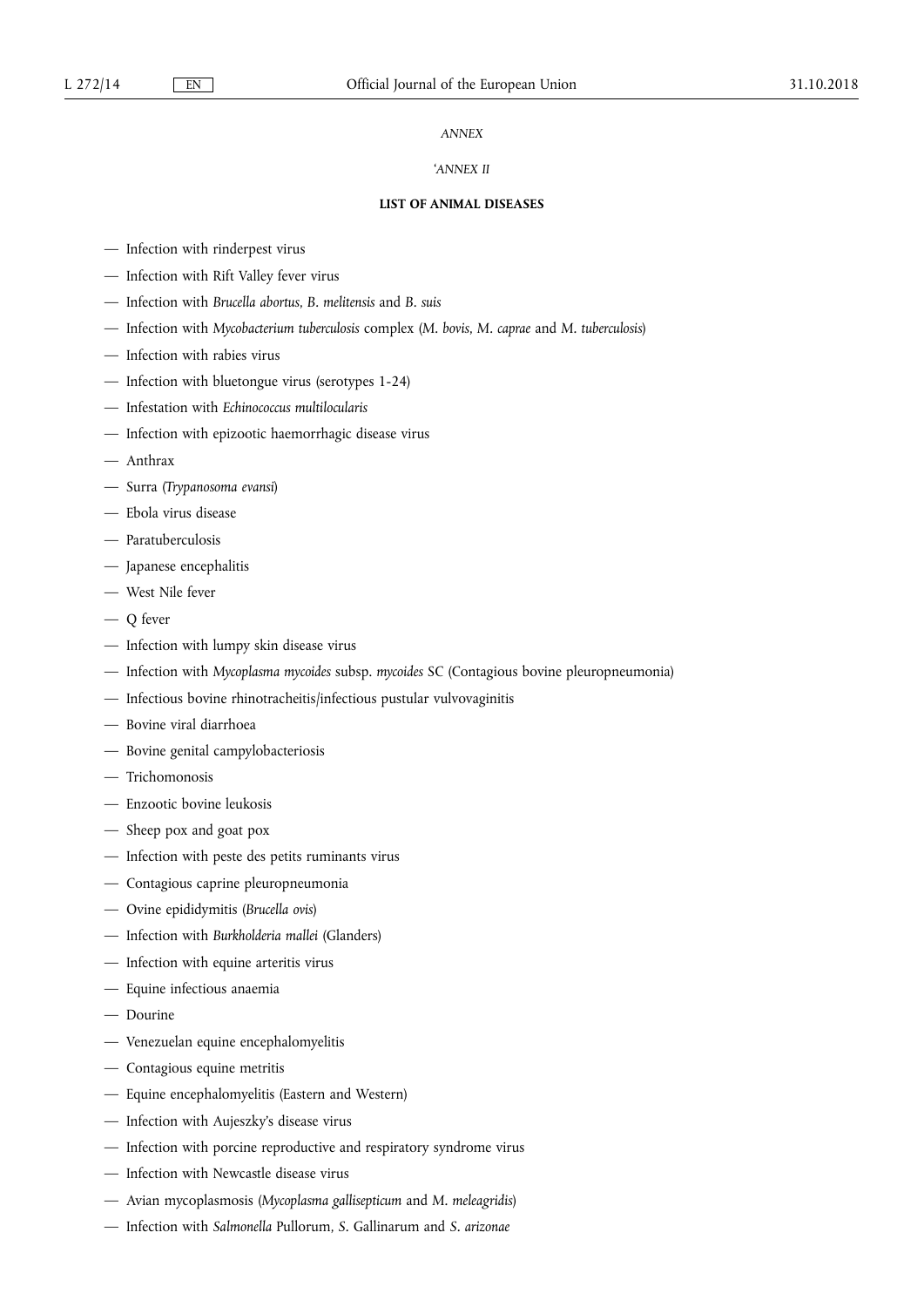*ANNEX*

*'ANNEX II*

**LIST OF ANIMAL DISEASES**

- Infection with rinderpest virus
- Infection with Rift Valley fever virus
- Infection with *Brucella abortus*, *B. melitensis* and *B. suis*
- Infection with *Mycobacterium tuberculosis* complex (*M. bovis*, *M. caprae* and *M. tuberculosis*)
- Infection with rabies virus
- Infection with bluetongue virus (serotypes 1-24)
- Infestation with *Echinococcus multilocularis*
- Infection with epizootic haemorrhagic disease virus
- Anthrax
- Surra (*Trypanosoma evansi*)
- Ebola virus disease
- Paratuberculosis
- Japanese encephalitis
- West Nile fever
- Q fever
- Infection with lumpy skin disease virus
- Infection with *Mycoplasma mycoides* subsp. *mycoides* SC (Contagious bovine pleuropneumonia)
- Infectious bovine rhinotracheitis/infectious pustular vulvovaginitis
- Bovine viral diarrhoea
- Bovine genital campylobacteriosis
- Trichomonosis
- Enzootic bovine leukosis
- Sheep pox and goat pox
- Infection with peste des petits ruminants virus
- Contagious caprine pleuropneumonia
- Ovine epididymitis (*Brucella ovis*)
- Infection with *Burkholderia mallei* (Glanders)
- Infection with equine arteritis virus
- Equine infectious anaemia
- Dourine
- Venezuelan equine encephalomyelitis
- Contagious equine metritis
- Equine encephalomyelitis (Eastern and Western)
- Infection with Aujeszky's disease virus
- Infection with porcine reproductive and respiratory syndrome virus
- Infection with Newcastle disease virus
- Avian mycoplasmosis (*Mycoplasma gallisepticum* and *M. meleagridis*)
- Infection with *Salmonella* Pullorum, *S.* Gallinarum and *S. arizonae*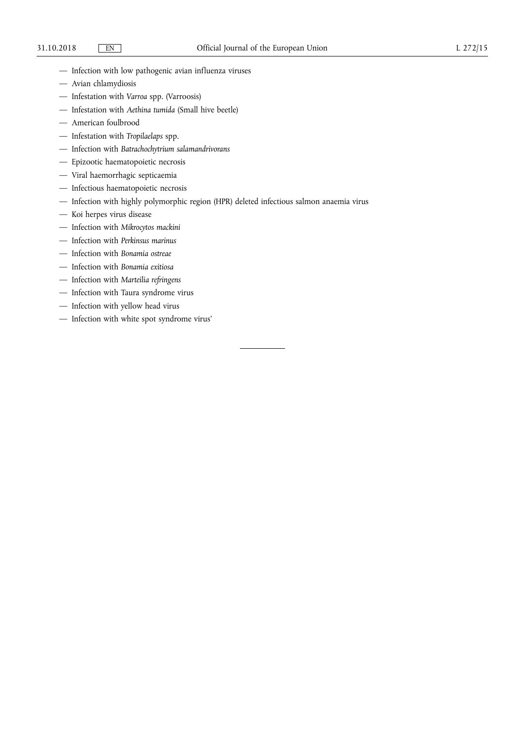— Infection with low pathogenic avian influenza viruses

— Avian chlamydiosis

— Infestation with *Varroa* spp. (Varroosis)

— Infestation with *Aethina tumida* (Small hive beetle)

— American foulbrood

— Infestation with *Tropilaelaps* spp.

— Infection with *Batrachochytrium salamandrivorans*

— Epizootic haematopoietic necrosis

— Viral haemorrhagic septicaemia

— Infectious haematopoietic necrosis

— Infection with highly polymorphic region (HPR) deleted infectious salmon anaemia virus

— Koi herpes virus disease

— Infection with *Mikrocytos mackini*

— Infection with *Perkinsus marinus*

— Infection with *Bonamia ostreae*

— Infection with *Bonamia exitiosa*

— Infection with *Marteilia refringens*

— Infection with Taura syndrome virus

— Infection with yellow head virus

— Infection with white spot syndrome virus'